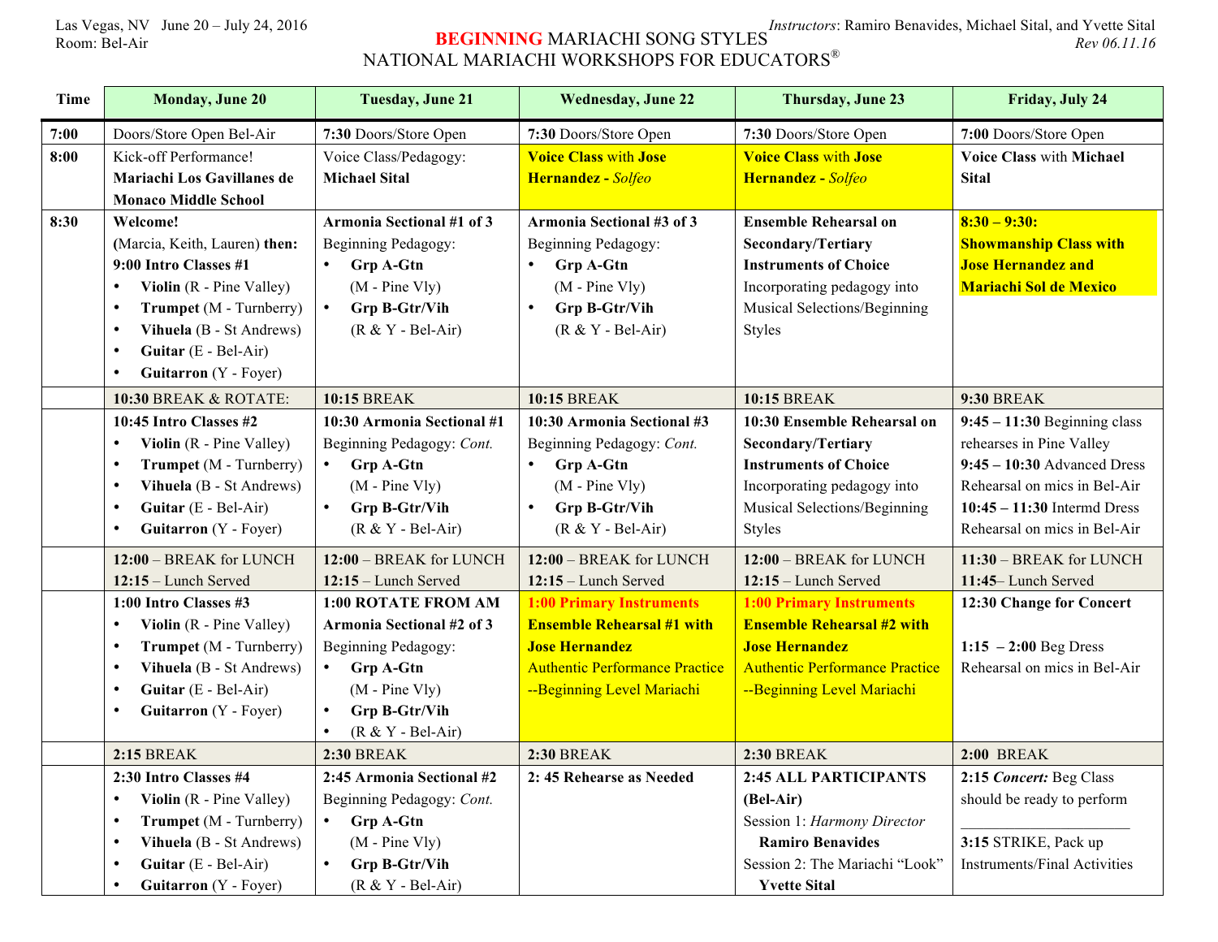Las Vegas, NV June 20 – July 24, 2016
Room: Bel-Air

*Instructors*: Ramiro Benavides, Michael Sital, and Yvette Sital
*Rev 06.11.16*

# BEGINNING MARIACHI SONG STYLES
## NATIONAL MARIACHI WORKSHOPS FOR EDUCATORS®

| Time | Monday, June 20 | Tuesday, June 21 | Wednesday, June 22 | Thursday, June 23 | Friday, July 24 |
|---|---|---|---|---|---|
| **7:00** | Doors/Store Open Bel-Air | **7:30** Doors/Store Open | **7:30** Doors/Store Open | **7:30** Doors/Store Open | **7:00** Doors/Store Open |
| **8:00** | Kick-off Performance! **Mariachi Los Gavillanes de Monaco Middle School** | Voice Class/Pedagogy: **Michael Sital** | **Voice Class** with **Jose Hernandez -** *Solfeo* | **Voice Class** with **Jose Hernandez -** *Solfeo* | **Voice Class** with **Michael Sital** |
| **8:30** | **Welcome!** (Marcia, Keith, Lauren) **then: 9:00 Intro Classes #1** • **Violin** (R - Pine Valley) • **Trumpet** (M - Turnberry) • **Vihuela** (B - St Andrews) • **Guitar** (E - Bel-Air) • **Guitarron** (Y - Foyer) | **Armonia Sectional #1 of 3** Beginning Pedagogy: • **Grp A-Gtn** (M - Pine Vly) • **Grp B-Gtr/Vih** (R & Y - Bel-Air) | **Armonia Sectional #3 of 3** Beginning Pedagogy: • **Grp A-Gtn** (M - Pine Vly) • **Grp B-Gtr/Vih** (R & Y - Bel-Air) | **Ensemble Rehearsal on Secondary/Tertiary Instruments of Choice** Incorporating pedagogy into Musical Selections/Beginning Styles | **8:30 – 9:30: Showmanship Class with Jose Hernandez and Mariachi Sol de Mexico** |
| | **10:30** BREAK & ROTATE: | **10:15** BREAK | **10:15** BREAK | **10:15** BREAK | **9:30** BREAK |
| | **10:45 Intro Classes #2** • **Violin** (R - Pine Valley) • **Trumpet** (M - Turnberry) • **Vihuela** (B - St Andrews) • **Guitar** (E - Bel-Air) • **Guitarron** (Y - Foyer) | **10:30 Armonia Sectional #1** Beginning Pedagogy: *Cont.* • **Grp A-Gtn** (M - Pine Vly) • **Grp B-Gtr/Vih** (R & Y - Bel-Air) | **10:30 Armonia Sectional #3** Beginning Pedagogy: *Cont.* • **Grp A-Gtn** (M - Pine Vly) • **Grp B-Gtr/Vih** (R & Y - Bel-Air) | **10:30 Ensemble Rehearsal on Secondary/Tertiary Instruments of Choice** Incorporating pedagogy into Musical Selections/Beginning Styles | **9:45 – 11:30** Beginning class rehearses in Pine Valley **9:45 – 10:30** Advanced Dress Rehearsal on mics in Bel-Air **10:45 – 11:30** Intermd Dress Rehearsal on mics in Bel-Air |
| | **12:00** – BREAK for LUNCH **12:15** – Lunch Served | **12:00** – BREAK for LUNCH **12:15** – Lunch Served | **12:00** – BREAK for LUNCH **12:15** – Lunch Served | **12:00** – BREAK for LUNCH **12:15** – Lunch Served | **11:30** – BREAK for LUNCH **11:45**– Lunch Served |
| | **1:00 Intro Classes #3** • **Violin** (R - Pine Valley) • **Trumpet** (M - Turnberry) • **Vihuela** (B - St Andrews) • **Guitar** (E - Bel-Air) • **Guitarron** (Y - Foyer) | **1:00 ROTATE FROM AM Armonia Sectional #2 of 3** Beginning Pedagogy: • **Grp A-Gtn** (M - Pine Vly) • **Grp B-Gtr/Vih** • (R & Y - Bel-Air) | **1:00 Primary Instruments Ensemble Rehearsal #1 with Jose Hernandez** Authentic Performance Practice --Beginning Level Mariachi | **1:00 Primary Instruments Ensemble Rehearsal #2 with Jose Hernandez** Authentic Performance Practice --Beginning Level Mariachi | **12:30 Change for Concert** **1:15 – 2:00** Beg Dress Rehearsal on mics in Bel-Air |
| | **2:15** BREAK | **2:30** BREAK | **2:30** BREAK | **2:30** BREAK | **2:00** BREAK |
| | **2:30 Intro Classes #4** • **Violin** (R - Pine Valley) • **Trumpet** (M - Turnberry) • **Vihuela** (B - St Andrews) • **Guitar** (E - Bel-Air) • **Guitarron** (Y - Foyer) | **2:45 Armonia Sectional #2** Beginning Pedagogy: *Cont.* • **Grp A-Gtn** (M - Pine Vly) • **Grp B-Gtr/Vih** (R & Y - Bel-Air) | **2: 45 Rehearse as Needed** | **2:45 ALL PARTICIPANTS (Bel-Air)** Session 1: *Harmony Director* **Ramiro Benavides** Session 2: The Mariachi "Look" **Yvette Sital** | **2:15** ***Concert:*** Beg Class should be ready to perform **3:15** STRIKE, Pack up Instruments/Final Activities |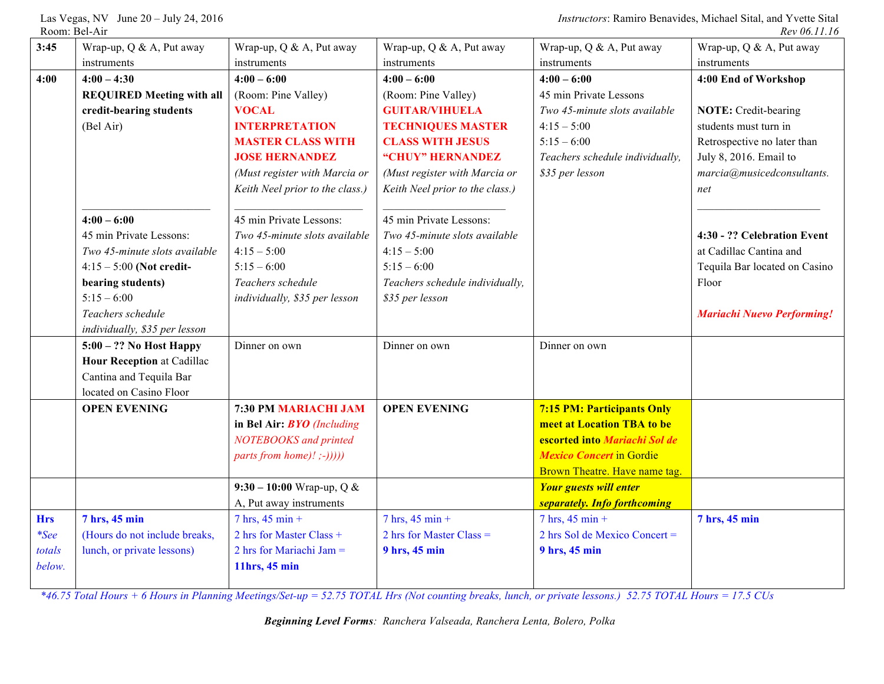Las Vegas, NV June 20 – July 24, 2016
Room: Bel-Air

*Instructors*: Ramiro Benavides, Michael Sital, and Yvette Sital
*Rev 06.11.16*

| | | | | | |
|---|---|---|---|---|---|
| **3:45** | Wrap-up, Q & A, Put away instruments | Wrap-up, Q & A, Put away instruments | Wrap-up, Q & A, Put away instruments | Wrap-up, Q & A, Put away instruments | Wrap-up, Q & A, Put away instruments |
| **4:00** | **4:00 – 4:30** **REQUIRED Meeting with all credit-bearing students** (Bel Air)<br>\_\_\_\_\_\_\_\_\_\_\_\_\_\_\_\_\_\_\_\_<br>**4:00 – 6:00** 45 min Private Lessons: *Two 45-minute slots available* 4:15 – 5:00 **(Not credit-bearing students)** 5:15 – 6:00 *Teachers schedule individually, $35 per lesson* | **4:00 – 6:00** (Room: Pine Valley) **VOCAL INTERPRETATION MASTER CLASS WITH JOSE HERNANDEZ** *(Must register with Marcia or Keith Neel prior to the class.)*<br>\_\_\_\_\_\_\_\_\_\_\_\_\_\_\_\_\_\_\_\_<br>45 min Private Lessons: *Two 45-minute slots available* 4:15 – 5:00 5:15 – 6:00 *Teachers schedule individually, $35 per lesson* | **4:00 – 6:00** (Room: Pine Valley) **GUITAR/VIHUELA TECHNIQUES MASTER CLASS WITH JESUS "CHUY" HERNANDEZ** *(Must register with Marcia or Keith Neel prior to the class.)*<br>\_\_\_\_\_\_\_\_\_\_\_\_\_\_\_\_\_\_\_\_<br>45 min Private Lessons: *Two 45-minute slots available* 4:15 – 5:00 5:15 – 6:00 *Teachers schedule individually, $35 per lesson* | **4:00 – 6:00** 45 min Private Lessons *Two 45-minute slots available* 4:15 – 5:00 5:15 – 6:00 *Teachers schedule individually, $35 per lesson* | **4:00 End of Workshop**<br>**NOTE:** Credit-bearing students must turn in Retrospective no later than July 8, 2016. Email to *marcia@musicedconsultants.net*<br>\_\_\_\_\_\_\_\_\_\_\_\_\_\_\_\_\_\_\_\_<br>**4:30 - ?? Celebration Event** at Cadillac Cantina and Tequila Bar located on Casino Floor<br>***Mariachi Nuevo Performing!*** |
| | **5:00 – ?? No Host Happy Hour Reception** at Cadillac Cantina and Tequila Bar located on Casino Floor | Dinner on own | Dinner on own | Dinner on own | |
| | **OPEN EVENING** | **7:30 PM MARIACHI JAM in Bel Air:** ***BYO*** *(Including NOTEBOOKS and printed parts from home)! ;-)))))* | **OPEN EVENING** | **7:15 PM: Participants Only meet at Location TBA to be escorted into *Mariachi Sol de Mexico Concert* in Gordie Brown Theatre. Have name tag.** | |
| | | **9:30 – 10:00** Wrap-up, Q & A, Put away instruments | | ***Your guests will enter separately. Info forthcoming*** | |
| **Hrs** *\*See totals below.* | **7 hrs, 45 min** (Hours do not include breaks, lunch, or private lessons) | 7 hrs, 45 min + 2 hrs for Master Class + 2 hrs for Mariachi Jam = **11hrs, 45 min** | 7 hrs, 45 min + 2 hrs for Master Class = **9 hrs, 45 min** | 7 hrs, 45 min + 2 hrs Sol de Mexico Concert = **9 hrs, 45 min** | **7 hrs, 45 min** |

*\*46.75 Total Hours + 6 Hours in Planning Meetings/Set-up = 52.75 TOTAL Hrs (Not counting breaks, lunch, or private lessons.) 52.75 TOTAL Hours = 17.5 CUs*

***Beginning Level Forms****: Ranchera Valseada, Ranchera Lenta, Bolero, Polka*